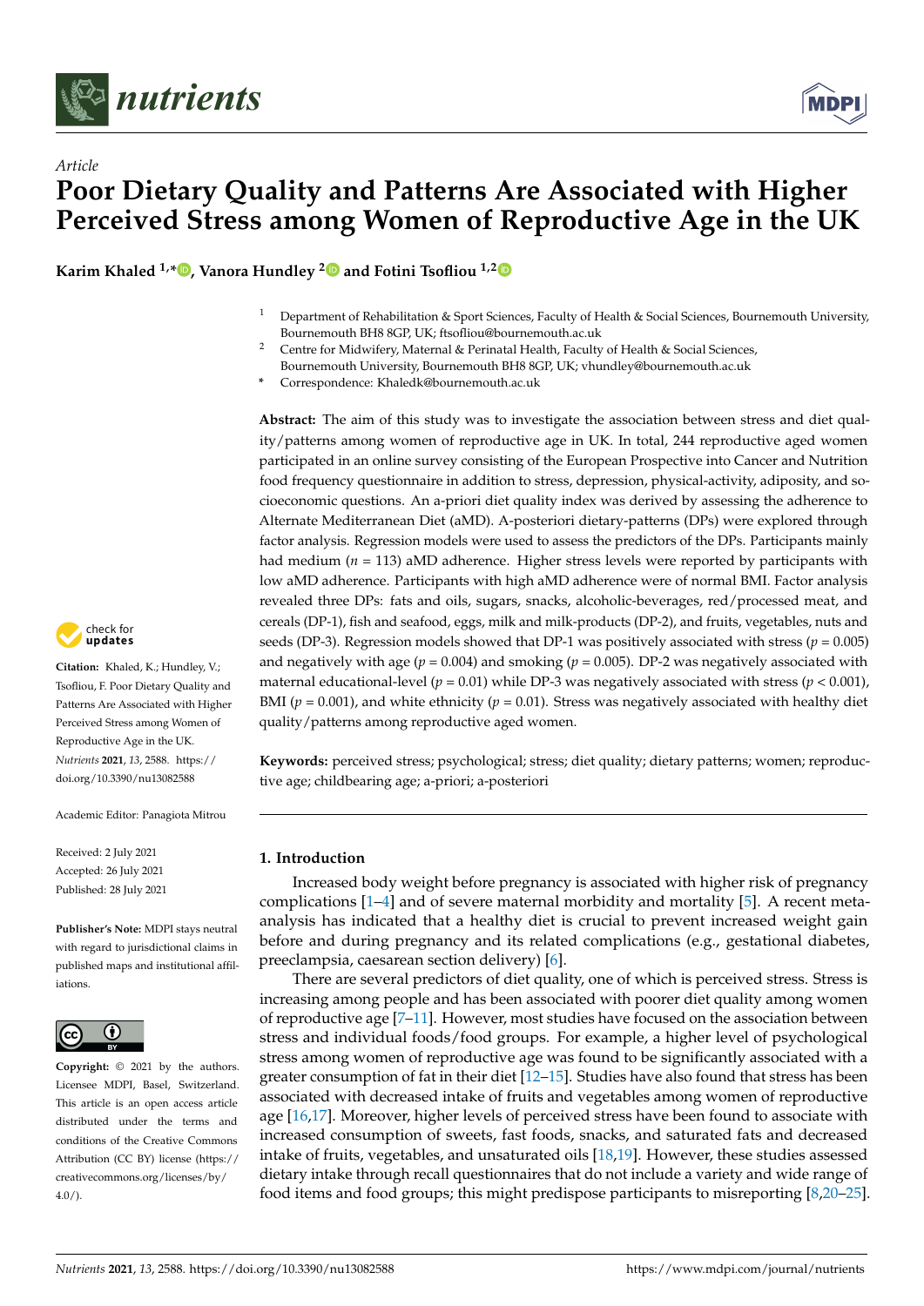*Article*

# Poor Dietary Quality and Patterns Are Associated with Higher Perceived Stress among Women of Reproductive Age in the UK

**Karim Khaled [1,*], Vanora Hundley [2] and Fotini Tsofliou [1,2]**

[1] Department of Rehabilitation & Sport Sciences, Faculty of Health & Social Sciences, Bournemouth University, Bournemouth BH8 8GP, UK; ftsofliou@bournemouth.ac.uk

[2] Centre for Midwifery, Maternal & Perinatal Health, Faculty of Health & Social Sciences, Bournemouth University, Bournemouth BH8 8GP, UK; vhundley@bournemouth.ac.uk

\* Correspondence: Khaledk@bournemouth.ac.uk

**Abstract:** The aim of this study was to investigate the association between stress and diet quality/patterns among women of reproductive age in UK. In total, 244 reproductive aged women participated in an online survey consisting of the European Prospective into Cancer and Nutrition food frequency questionnaire in addition to stress, depression, physical-activity, adiposity, and socioeconomic questions. An a-priori diet quality index was derived by assessing the adherence to Alternate Mediterranean Diet (aMD). A-posteriori dietary-patterns (DPs) were explored through factor analysis. Regression models were used to assess the predictors of the DPs. Participants mainly had medium ($n = 113$) aMD adherence. Higher stress levels were reported by participants with low aMD adherence. Participants with high aMD adherence were of normal BMI. Factor analysis revealed three DPs: fats and oils, sugars, snacks, alcoholic-beverages, red/processed meat, and cereals (DP-1), fish and seafood, eggs, milk and milk-products (DP-2), and fruits, vegetables, nuts and seeds (DP-3). Regression models showed that DP-1 was positively associated with stress ($p = 0.005$) and negatively with age ($p = 0.004$) and smoking ($p = 0.005$). DP-2 was negatively associated with maternal educational-level ($p = 0.01$) while DP-3 was negatively associated with stress ($p < 0.001$), BMI ($p = 0.001$), and white ethnicity ($p = 0.01$). Stress was negatively associated with healthy diet quality/patterns among reproductive aged women.

**Keywords:** perceived stress; psychological; stress; diet quality; dietary patterns; women; reproductive age; childbearing age; a-priori; a-posteriori

**Citation:** Khaled, K.; Hundley, V.; Tsofliou, F. Poor Dietary Quality and Patterns Are Associated with Higher Perceived Stress among Women of Reproductive Age in the UK. *Nutrients* **2021**, *13*, 2588. https://doi.org/10.3390/nu13082588

Academic Editor: Panagiota Mitrou

Received: 2 July 2021
Accepted: 26 July 2021
Published: 28 July 2021

**Publisher's Note:** MDPI stays neutral with regard to jurisdictional claims in published maps and institutional affiliations.

**Copyright:** © 2021 by the authors. Licensee MDPI, Basel, Switzerland. This article is an open access article distributed under the terms and conditions of the Creative Commons Attribution (CC BY) license (https://creativecommons.org/licenses/by/4.0/).

## 1. Introduction

Increased body weight before pregnancy is associated with higher risk of pregnancy complications [1–4] and of severe maternal morbidity and mortality [5]. A recent meta-analysis has indicated that a healthy diet is crucial to prevent increased weight gain before and during pregnancy and its related complications (e.g., gestational diabetes, preeclampsia, caesarean section delivery) [6].

There are several predictors of diet quality, one of which is perceived stress. Stress is increasing among people and has been associated with poorer diet quality among women of reproductive age [7–11]. However, most studies have focused on the association between stress and individual foods/food groups. For example, a higher level of psychological stress among women of reproductive age was found to be significantly associated with a greater consumption of fat in their diet [12–15]. Studies have also found that stress has been associated with decreased intake of fruits and vegetables among women of reproductive age [16,17]. Moreover, higher levels of perceived stress have been found to associate with increased consumption of sweets, fast foods, snacks, and saturated fats and decreased intake of fruits, vegetables, and unsaturated oils [18,19]. However, these studies assessed dietary intake through recall questionnaires that do not include a variety and wide range of food items and food groups; this might predispose participants to misreporting [8,20–25].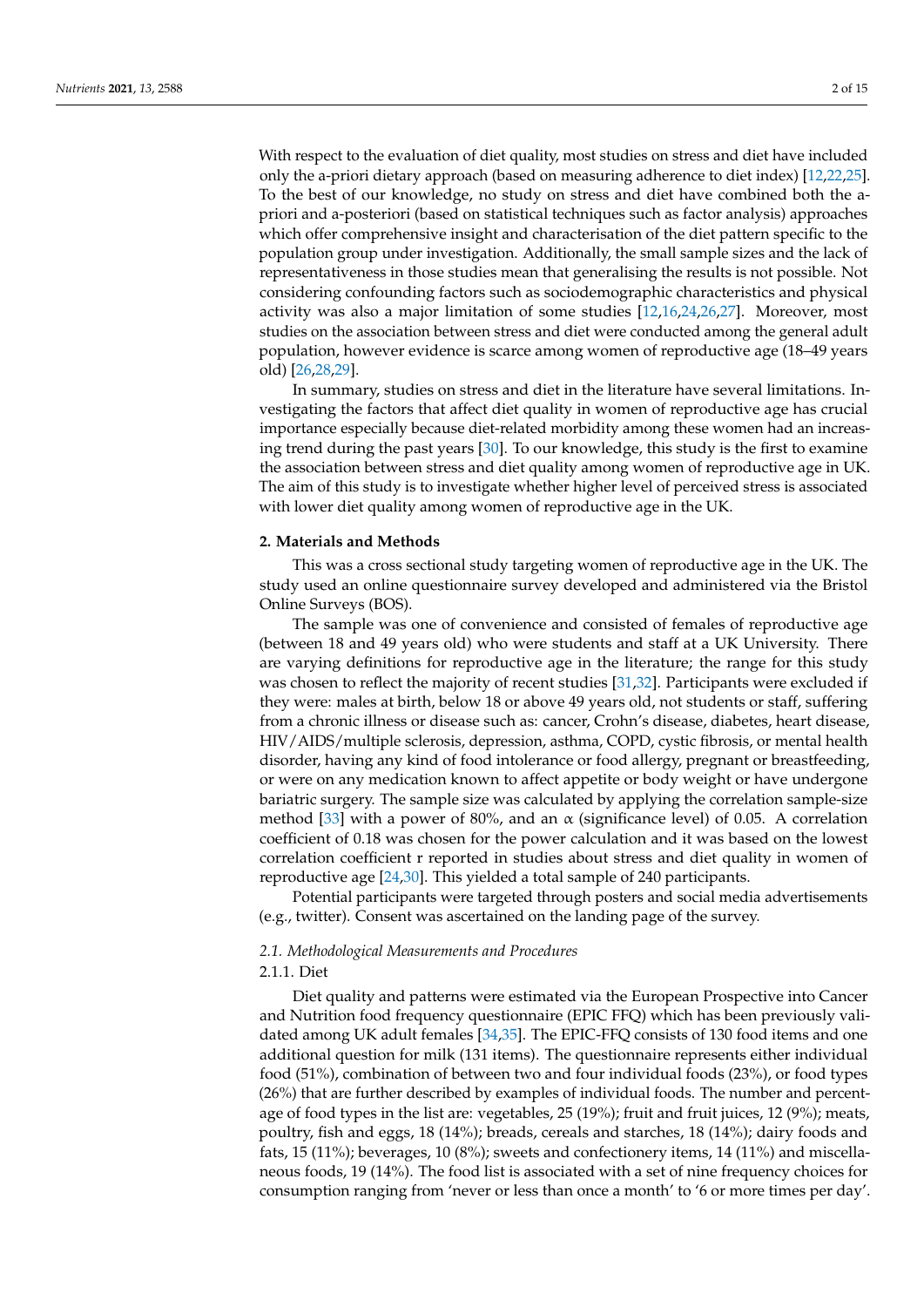With respect to the evaluation of diet quality, most studies on stress and diet have included only the a-priori dietary approach (based on measuring adherence to diet index) [12,22,25]. To the best of our knowledge, no study on stress and diet have combined both the a-priori and a-posteriori (based on statistical techniques such as factor analysis) approaches which offer comprehensive insight and characterisation of the diet pattern specific to the population group under investigation. Additionally, the small sample sizes and the lack of representativeness in those studies mean that generalising the results is not possible. Not considering confounding factors such as sociodemographic characteristics and physical activity was also a major limitation of some studies [12,16,24,26,27]. Moreover, most studies on the association between stress and diet were conducted among the general adult population, however evidence is scarce among women of reproductive age (18–49 years old) [26,28,29].

In summary, studies on stress and diet in the literature have several limitations. Investigating the factors that affect diet quality in women of reproductive age has crucial importance especially because diet-related morbidity among these women had an increasing trend during the past years [30]. To our knowledge, this study is the first to examine the association between stress and diet quality among women of reproductive age in UK. The aim of this study is to investigate whether higher level of perceived stress is associated with lower diet quality among women of reproductive age in the UK.

## 2. Materials and Methods

This was a cross sectional study targeting women of reproductive age in the UK. The study used an online questionnaire survey developed and administered via the Bristol Online Surveys (BOS).

The sample was one of convenience and consisted of females of reproductive age (between 18 and 49 years old) who were students and staff at a UK University. There are varying definitions for reproductive age in the literature; the range for this study was chosen to reflect the majority of recent studies [31,32]. Participants were excluded if they were: males at birth, below 18 or above 49 years old, not students or staff, suffering from a chronic illness or disease such as: cancer, Crohn's disease, diabetes, heart disease, HIV/AIDS/multiple sclerosis, depression, asthma, COPD, cystic fibrosis, or mental health disorder, having any kind of food intolerance or food allergy, pregnant or breastfeeding, or were on any medication known to affect appetite or body weight or have undergone bariatric surgery. The sample size was calculated by applying the correlation sample-size method [33] with a power of 80%, and an $\alpha$ (significance level) of 0.05. A correlation coefficient of 0.18 was chosen for the power calculation and it was based on the lowest correlation coefficient r reported in studies about stress and diet quality in women of reproductive age [24,30]. This yielded a total sample of 240 participants.

Potential participants were targeted through posters and social media advertisements (e.g., twitter). Consent was ascertained on the landing page of the survey.

### *2.1. Methodological Measurements and Procedures*

#### 2.1.1. Diet

Diet quality and patterns were estimated via the European Prospective into Cancer and Nutrition food frequency questionnaire (EPIC FFQ) which has been previously validated among UK adult females [34,35]. The EPIC-FFQ consists of 130 food items and one additional question for milk (131 items). The questionnaire represents either individual food (51%), combination of between two and four individual foods (23%), or food types (26%) that are further described by examples of individual foods. The number and percentage of food types in the list are: vegetables, 25 (19%); fruit and fruit juices, 12 (9%); meats, poultry, fish and eggs, 18 (14%); breads, cereals and starches, 18 (14%); dairy foods and fats, 15 (11%); beverages, 10 (8%); sweets and confectionery items, 14 (11%) and miscellaneous foods, 19 (14%). The food list is associated with a set of nine frequency choices for consumption ranging from 'never or less than once a month' to '6 or more times per day'.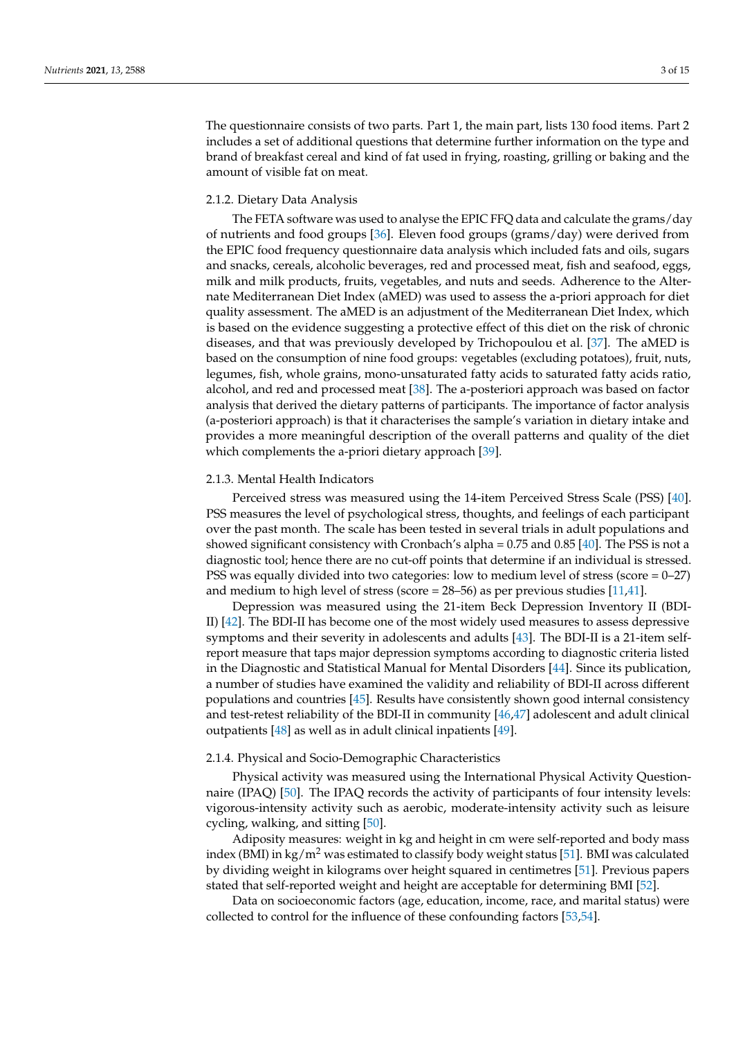The questionnaire consists of two parts. Part 1, the main part, lists 130 food items. Part 2 includes a set of additional questions that determine further information on the type and brand of breakfast cereal and kind of fat used in frying, roasting, grilling or baking and the amount of visible fat on meat.

#### 2.1.2. Dietary Data Analysis

The FETA software was used to analyse the EPIC FFQ data and calculate the grams/day of nutrients and food groups [36]. Eleven food groups (grams/day) were derived from the EPIC food frequency questionnaire data analysis which included fats and oils, sugars and snacks, cereals, alcoholic beverages, red and processed meat, fish and seafood, eggs, milk and milk products, fruits, vegetables, and nuts and seeds. Adherence to the Alternate Mediterranean Diet Index (aMED) was used to assess the a-priori approach for diet quality assessment. The aMED is an adjustment of the Mediterranean Diet Index, which is based on the evidence suggesting a protective effect of this diet on the risk of chronic diseases, and that was previously developed by Trichopoulou et al. [37]. The aMED is based on the consumption of nine food groups: vegetables (excluding potatoes), fruit, nuts, legumes, fish, whole grains, mono-unsaturated fatty acids to saturated fatty acids ratio, alcohol, and red and processed meat [38]. The a-posteriori approach was based on factor analysis that derived the dietary patterns of participants. The importance of factor analysis (a-posteriori approach) is that it characterises the sample's variation in dietary intake and provides a more meaningful description of the overall patterns and quality of the diet which complements the a-priori dietary approach [39].

#### 2.1.3. Mental Health Indicators

Perceived stress was measured using the 14-item Perceived Stress Scale (PSS) [40]. PSS measures the level of psychological stress, thoughts, and feelings of each participant over the past month. The scale has been tested in several trials in adult populations and showed significant consistency with Cronbach's alpha = 0.75 and 0.85 [40]. The PSS is not a diagnostic tool; hence there are no cut-off points that determine if an individual is stressed. PSS was equally divided into two categories: low to medium level of stress (score = 0–27) and medium to high level of stress (score = 28–56) as per previous studies [11,41].

Depression was measured using the 21-item Beck Depression Inventory II (BDI-II) [42]. The BDI-II has become one of the most widely used measures to assess depressive symptoms and their severity in adolescents and adults [43]. The BDI-II is a 21-item self-report measure that taps major depression symptoms according to diagnostic criteria listed in the Diagnostic and Statistical Manual for Mental Disorders [44]. Since its publication, a number of studies have examined the validity and reliability of BDI-II across different populations and countries [45]. Results have consistently shown good internal consistency and test-retest reliability of the BDI-II in community [46,47] adolescent and adult clinical outpatients [48] as well as in adult clinical inpatients [49].

#### 2.1.4. Physical and Socio-Demographic Characteristics

Physical activity was measured using the International Physical Activity Questionnaire (IPAQ) [50]. The IPAQ records the activity of participants of four intensity levels: vigorous-intensity activity such as aerobic, moderate-intensity activity such as leisure cycling, walking, and sitting [50].

Adiposity measures: weight in kg and height in cm were self-reported and body mass index (BMI) in kg/m$^2$ was estimated to classify body weight status [51]. BMI was calculated by dividing weight in kilograms over height squared in centimetres [51]. Previous papers stated that self-reported weight and height are acceptable for determining BMI [52].

Data on socioeconomic factors (age, education, income, race, and marital status) were collected to control for the influence of these confounding factors [53,54].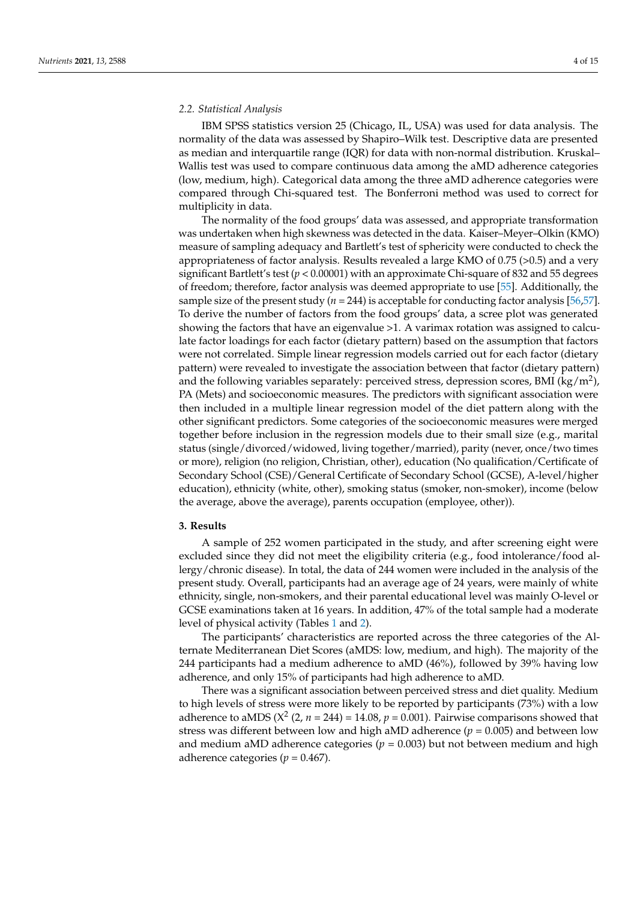### 2.2. Statistical Analysis

IBM SPSS statistics version 25 (Chicago, IL, USA) was used for data analysis. The normality of the data was assessed by Shapiro–Wilk test. Descriptive data are presented as median and interquartile range (IQR) for data with non-normal distribution. Kruskal–Wallis test was used to compare continuous data among the aMD adherence categories (low, medium, high). Categorical data among the three aMD adherence categories were compared through Chi-squared test. The Bonferroni method was used to correct for multiplicity in data.

The normality of the food groups' data was assessed, and appropriate transformation was undertaken when high skewness was detected in the data. Kaiser–Meyer–Olkin (KMO) measure of sampling adequacy and Bartlett's test of sphericity were conducted to check the appropriateness of factor analysis. Results revealed a large KMO of 0.75 (>0.5) and a very significant Bartlett's test ($p < 0.00001$) with an approximate Chi-square of 832 and 55 degrees of freedom; therefore, factor analysis was deemed appropriate to use [55]. Additionally, the sample size of the present study ($n = 244$) is acceptable for conducting factor analysis [56,57]. To derive the number of factors from the food groups' data, a scree plot was generated showing the factors that have an eigenvalue >1. A varimax rotation was assigned to calculate factor loadings for each factor (dietary pattern) based on the assumption that factors were not correlated. Simple linear regression models carried out for each factor (dietary pattern) were revealed to investigate the association between that factor (dietary pattern) and the following variables separately: perceived stress, depression scores, BMI (kg/m$^2$), PA (Mets) and socioeconomic measures. The predictors with significant association were then included in a multiple linear regression model of the diet pattern along with the other significant predictors. Some categories of the socioeconomic measures were merged together before inclusion in the regression models due to their small size (e.g., marital status (single/divorced/widowed, living together/married), parity (never, once/two times or more), religion (no religion, Christian, other), education (No qualification/Certificate of Secondary School (CSE)/General Certificate of Secondary School (GCSE), A-level/higher education), ethnicity (white, other), smoking status (smoker, non-smoker), income (below the average, above the average), parents occupation (employee, other)).

## 3. Results

A sample of 252 women participated in the study, and after screening eight were excluded since they did not meet the eligibility criteria (e.g., food intolerance/food allergy/chronic disease). In total, the data of 244 women were included in the analysis of the present study. Overall, participants had an average age of 24 years, were mainly of white ethnicity, single, non-smokers, and their parental educational level was mainly O-level or GCSE examinations taken at 16 years. In addition, 47% of the total sample had a moderate level of physical activity (Tables 1 and 2).

The participants' characteristics are reported across the three categories of the Alternate Mediterranean Diet Scores (aMDS: low, medium, and high). The majority of the 244 participants had a medium adherence to aMD (46%), followed by 39% having low adherence, and only 15% of participants had high adherence to aMD.

There was a significant association between perceived stress and diet quality. Medium to high levels of stress were more likely to be reported by participants (73%) with a low adherence to aMDS ($X^2$ (2, $n = 244$) = 14.08, $p = 0.001$). Pairwise comparisons showed that stress was different between low and high aMD adherence ($p = 0.005$) and between low and medium aMD adherence categories ($p = 0.003$) but not between medium and high adherence categories ($p = 0.467$).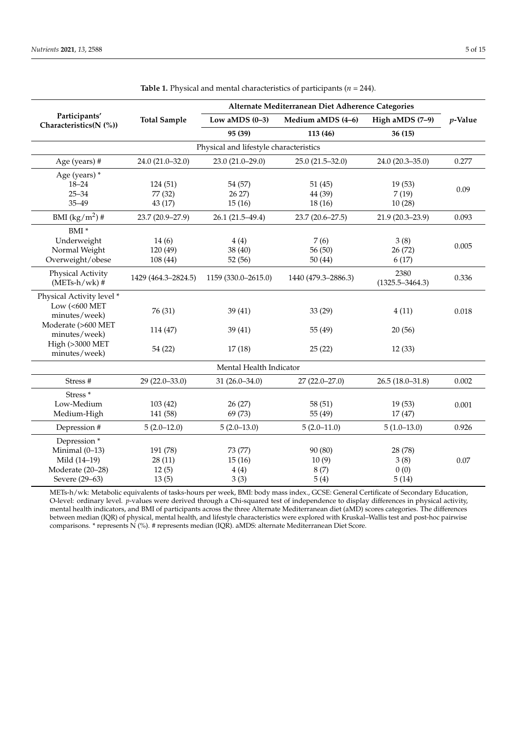**Table 1.** Physical and mental characteristics of participants ($n$ = 244).

| Participants' Characteristics(N (%)) | Total Sample | Alternate Mediterranean Diet Adherence Categories | | | *p*-Value |
|---|---|---|---|---|---|
| | | Low aMDS (0–3) | Medium aMDS (4–6) | High aMDS (7–9) | |
| | | 95 (39) | 113 (46) | 36 (15) | |
| **Physical and lifestyle characteristics** | | | | | |
| Age (years) # | 24.0 (21.0–32.0) | 23.0 (21.0–29.0) | 25.0 (21.5–32.0) | 24.0 (20.3–35.0) | 0.277 |
| Age (years) * | | | | | 0.09 |
| 18–24 | 124 (51) | 54 (57) | 51 (45) | 19 (53) | |
| 25–34 | 77 (32) | 26 27) | 44 (39) | 7 (19) | |
| 35–49 | 43 (17) | 15 (16) | 18 (16) | 10 (28) | |
| BMI (kg/m$^2$) # | 23.7 (20.9–27.9) | 26.1 (21.5–49.4) | 23.7 (20.6–27.5) | 21.9 (20.3–23.9) | 0.093 |
| BMI * | | | | | 0.005 |
| Underweight | 14 (6) | 4 (4) | 7 (6) | 3 (8) | |
| Normal Weight | 120 (49) | 38 (40) | 56 (50) | 26 (72) | |
| Overweight/obese | 108 (44) | 52 (56) | 50 (44) | 6 (17) | |
| Physical Activity (METs-h/wk) # | 1429 (464.3–2824.5) | 1159 (330.0–2615.0) | 1440 (479.3–2886.3) | 2380 (1325.5–3464.3) | 0.336 |
| Physical Activity level * | | | | | 0.018 |
| Low (<600 MET minutes/week) | 76 (31) | 39 (41) | 33 (29) | 4 (11) | |
| Moderate (>600 MET minutes/week) | 114 (47) | 39 (41) | 55 (49) | 20 (56) | |
| High (>3000 MET minutes/week) | 54 (22) | 17 (18) | 25 (22) | 12 (33) | |
| **Mental Health Indicator** | | | | | |
| Stress # | 29 (22.0–33.0) | 31 (26.0–34.0) | 27 (22.0–27.0) | 26.5 (18.0–31.8) | 0.002 |
| Stress * | | | | | 0.001 |
| Low-Medium | 103 (42) | 26 (27) | 58 (51) | 19 (53) | |
| Medium-High | 141 (58) | 69 (73) | 55 (49) | 17 (47) | |
| Depression # | 5 (2.0–12.0) | 5 (2.0–13.0) | 5 (2.0–11.0) | 5 (1.0–13.0) | 0.926 |
| Depression * | | | | | 0.07 |
| Minimal (0–13) | 191 (78) | 73 (77) | 90 (80) | 28 (78) | |
| Mild (14–19) | 28 (11) | 15 (16) | 10 (9) | 3 (8) | |
| Moderate (20–28) | 12 (5) | 4 (4) | 8 (7) | 0 (0) | |
| Severe (29–63) | 13 (5) | 3 (3) | 5 (4) | 5 (14) | |

METs-h/wk: Metabolic equivalents of tasks-hours per week, BMI: body mass index., GCSE: General Certificate of Secondary Education, O-level: ordinary level. *p*-values were derived through a Chi-squared test of independence to display differences in physical activity, mental health indicators, and BMI of participants across the three Alternate Mediterranean diet (aMD) scores categories. The differences between median (IQR) of physical, mental health, and lifestyle characteristics were explored with Kruskal–Wallis test and post-hoc pairwise comparisons. * represents N (%). # represents median (IQR). aMDS: alternate Mediterranean Diet Score.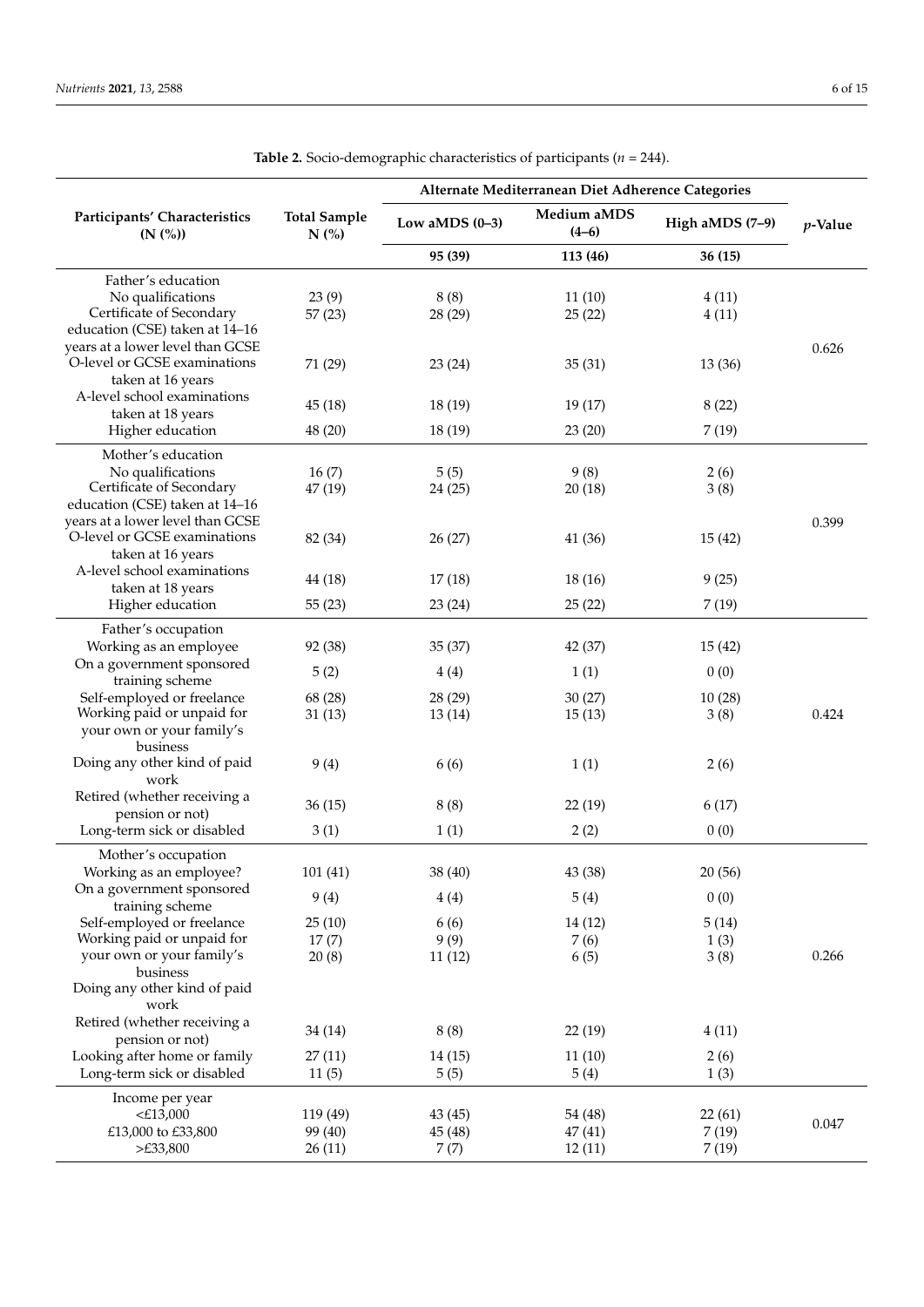**Table 2.** Socio-demographic characteristics of participants ($n$ = 244).

| Participants' Characteristics (N (%)) | Total Sample N (%) | Alternate Mediterranean Diet Adherence Categories | | | *p*-Value |
|---|---|---|---|---|---|
| | | Low aMDS (0–3) | Medium aMDS (4–6) | High aMDS (7–9) | |
| | | **95 (39)** | **113 (46)** | **36 (15)** | |
| Father's education | | | | | |
| No qualifications | 23 (9) | 8 (8) | 11 (10) | 4 (11) | |
| Certificate of Secondary education (CSE) taken at 14–16 years at a lower level than GCSE | 57 (23) | 28 (29) | 25 (22) | 4 (11) | |
| O-level or GCSE examinations taken at 16 years | 71 (29) | 23 (24) | 35 (31) | 13 (36) | 0.626 |
| A-level school examinations taken at 18 years | 45 (18) | 18 (19) | 19 (17) | 8 (22) | |
| Higher education | 48 (20) | 18 (19) | 23 (20) | 7 (19) | |
| Mother's education | | | | | |
| No qualifications | 16 (7) | 5 (5) | 9 (8) | 2 (6) | |
| Certificate of Secondary education (CSE) taken at 14–16 years at a lower level than GCSE | 47 (19) | 24 (25) | 20 (18) | 3 (8) | |
| O-level or GCSE examinations taken at 16 years | 82 (34) | 26 (27) | 41 (36) | 15 (42) | 0.399 |
| A-level school examinations taken at 18 years | 44 (18) | 17 (18) | 18 (16) | 9 (25) | |
| Higher education | 55 (23) | 23 (24) | 25 (22) | 7 (19) | |
| Father's occupation | | | | | |
| Working as an employee | 92 (38) | 35 (37) | 42 (37) | 15 (42) | |
| On a government sponsored training scheme | 5 (2) | 4 (4) | 1 (1) | 0 (0) | |
| Self-employed or freelance | 68 (28) | 28 (29) | 30 (27) | 10 (28) | |
| Working paid or unpaid for your own or your family's business | 31 (13) | 13 (14) | 15 (13) | 3 (8) | 0.424 |
| Doing any other kind of paid work | 9 (4) | 6 (6) | 1 (1) | 2 (6) | |
| Retired (whether receiving a pension or not) | 36 (15) | 8 (8) | 22 (19) | 6 (17) | |
| Long-term sick or disabled | 3 (1) | 1 (1) | 2 (2) | 0 (0) | |
| Mother's occupation | | | | | |
| Working as an employee? | 101 (41) | 38 (40) | 43 (38) | 20 (56) | |
| On a government sponsored training scheme | 9 (4) | 4 (4) | 5 (4) | 0 (0) | |
| Self-employed or freelance | 25 (10) | 6 (6) | 14 (12) | 5 (14) | |
| Working paid or unpaid for your own or your family's business | 17 (7) | 9 (9) | 7 (6) | 1 (3) | 0.266 |
| Doing any other kind of paid work | 20 (8) | 11 (12) | 6 (5) | 3 (8) | |
| Retired (whether receiving a pension or not) | 34 (14) | 8 (8) | 22 (19) | 4 (11) | |
| Looking after home or family | 27 (11) | 14 (15) | 11 (10) | 2 (6) | |
| Long-term sick or disabled | 11 (5) | 5 (5) | 5 (4) | 1 (3) | |
| Income per year | | | | | |
| <£13,000 | 119 (49) | 43 (45) | 54 (48) | 22 (61) | |
| £13,000 to £33,800 | 99 (40) | 45 (48) | 47 (41) | 7 (19) | 0.047 |
| >£33,800 | 26 (11) | 7 (7) | 12 (11) | 7 (19) | |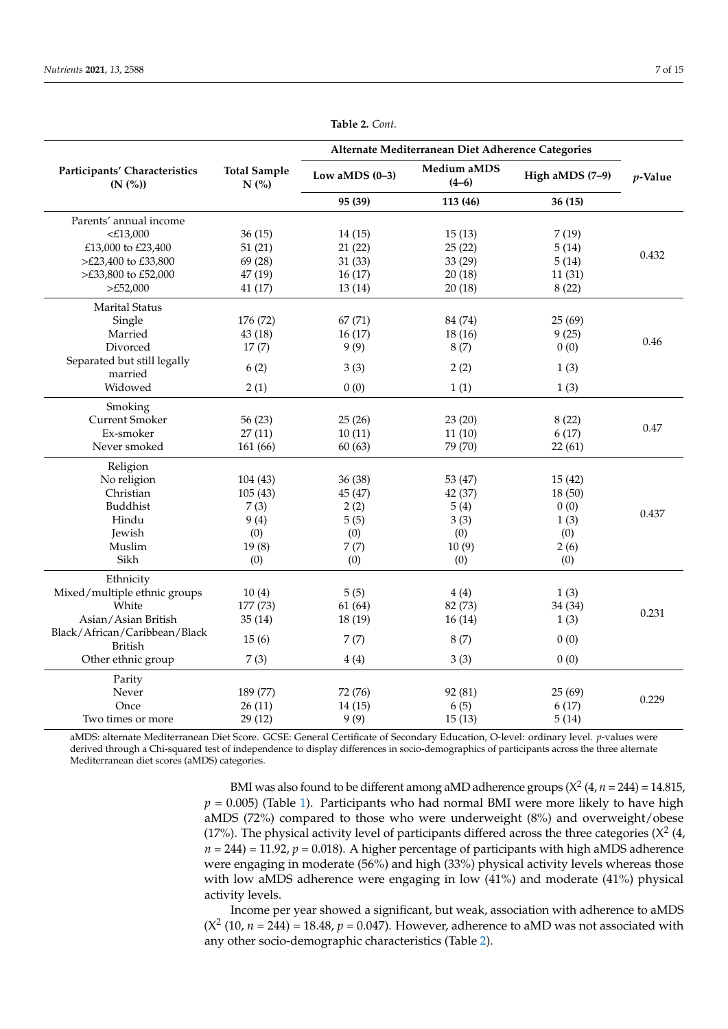**Table 2.** *Cont.*

| Participants' Characteristics (N (%)) | Total Sample N (%) | Alternate Mediterranean Diet Adherence Categories | | | *p*-Value |
|---|---|---|---|---|---|
| | | Low aMDS (0–3) | Medium aMDS (4–6) | High aMDS (7–9) | |
| | | **95 (39)** | **113 (46)** | **36 (15)** | |
| Parents' annual income | | | | | |
| <£13,000 | 36 (15) | 14 (15) | 15 (13) | 7 (19) | 0.432 |
| £13,000 to £23,400 | 51 (21) | 21 (22) | 25 (22) | 5 (14) | |
| >£23,400 to £33,800 | 69 (28) | 31 (33) | 33 (29) | 5 (14) | |
| >£33,800 to £52,000 | 47 (19) | 16 (17) | 20 (18) | 11 (31) | |
| >£52,000 | 41 (17) | 13 (14) | 20 (18) | 8 (22) | |
| Marital Status | | | | | |
| Single | 176 (72) | 67 (71) | 84 (74) | 25 (69) | 0.46 |
| Married | 43 (18) | 16 (17) | 18 (16) | 9 (25) | |
| Divorced | 17 (7) | 9 (9) | 8 (7) | 0 (0) | |
| Separated but still legally married | 6 (2) | 3 (3) | 2 (2) | 1 (3) | |
| Widowed | 2 (1) | 0 (0) | 1 (1) | 1 (3) | |
| Smoking | | | | | |
| Current Smoker | 56 (23) | 25 (26) | 23 (20) | 8 (22) | 0.47 |
| Ex-smoker | 27 (11) | 10 (11) | 11 (10) | 6 (17) | |
| Never smoked | 161 (66) | 60 (63) | 79 (70) | 22 (61) | |
| Religion | | | | | |
| No religion | 104 (43) | 36 (38) | 53 (47) | 15 (42) | 0.437 |
| Christian | 105 (43) | 45 (47) | 42 (37) | 18 (50) | |
| Buddhist | 7 (3) | 2 (2) | 5 (4) | 0 (0) | |
| Hindu | 9 (4) | 5 (5) | 3 (3) | 1 (3) | |
| Jewish | (0) | (0) | (0) | (0) | |
| Muslim | 19 (8) | 7 (7) | 10 (9) | 2 (6) | |
| Sikh | (0) | (0) | (0) | (0) | |
| Ethnicity | | | | | |
| Mixed/multiple ethnic groups | 10 (4) | 5 (5) | 4 (4) | 1 (3) | 0.231 |
| White | 177 (73) | 61 (64) | 82 (73) | 34 (34) | |
| Asian/Asian British | 35 (14) | 18 (19) | 16 (14) | 1 (3) | |
| Black/African/Caribbean/Black British | 15 (6) | 7 (7) | 8 (7) | 0 (0) | |
| Other ethnic group | 7 (3) | 4 (4) | 3 (3) | 0 (0) | |
| Parity | | | | | |
| Never | 189 (77) | 72 (76) | 92 (81) | 25 (69) | 0.229 |
| Once | 26 (11) | 14 (15) | 6 (5) | 6 (17) | |
| Two times or more | 29 (12) | 9 (9) | 15 (13) | 5 (14) | |

aMDS: alternate Mediterranean Diet Score. GCSE: General Certificate of Secondary Education, O-level: ordinary level. *p*-values were derived through a Chi-squared test of independence to display differences in socio-demographics of participants across the three alternate Mediterranean diet scores (aMDS) categories.

BMI was also found to be different among aMD adherence groups ($X^2$ (4, $n$ = 244) = 14.815, $p$ = 0.005) (Table 1). Participants who had normal BMI were more likely to have high aMDS (72%) compared to those who were underweight (8%) and overweight/obese (17%). The physical activity level of participants differed across the three categories ($X^2$ (4, $n$ = 244) = 11.92, $p$ = 0.018). A higher percentage of participants with high aMDS adherence were engaging in moderate (56%) and high (33%) physical activity levels whereas those with low aMDS adherence were engaging in low (41%) and moderate (41%) physical activity levels.

Income per year showed a significant, but weak, association with adherence to aMDS ($X^2$ (10, $n$ = 244) = 18.48, $p$ = 0.047). However, adherence to aMD was not associated with any other socio-demographic characteristics (Table 2).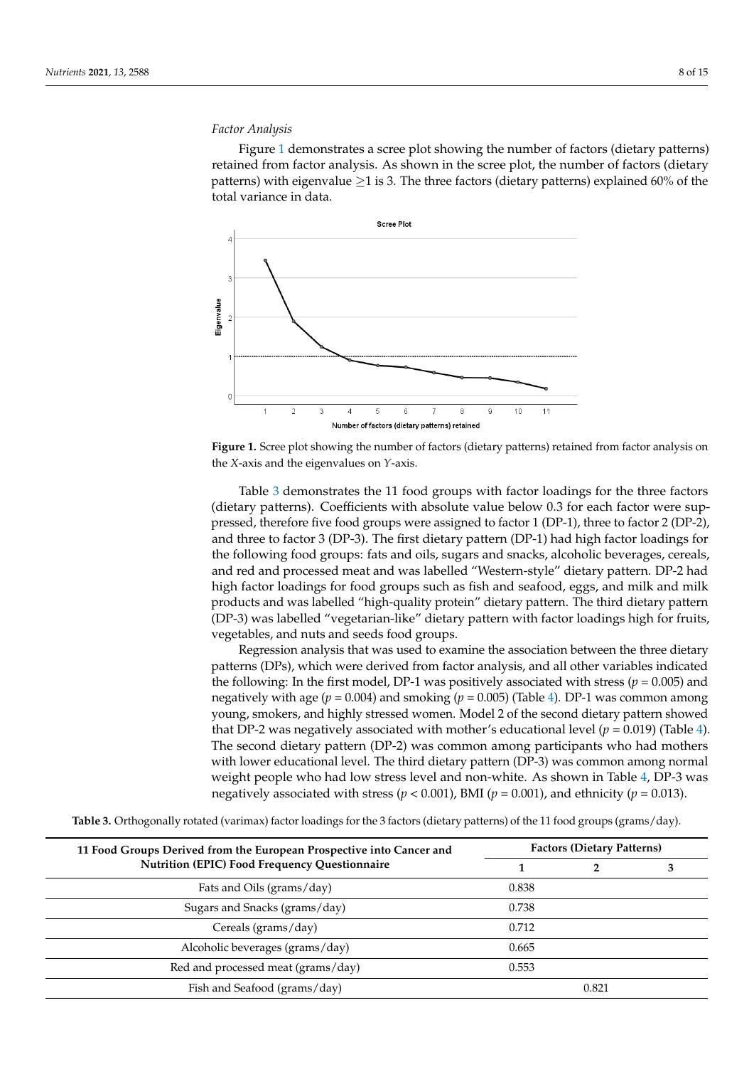*Factor Analysis*

Figure 1 demonstrates a scree plot showing the number of factors (dietary patterns) retained from factor analysis. As shown in the scree plot, the number of factors (dietary patterns) with eigenvalue $\geq$1 is 3. The three factors (dietary patterns) explained 60% of the total variance in data.

**Figure 1.** Scree plot showing the number of factors (dietary patterns) retained from factor analysis on the *X*-axis and the eigenvalues on *Y*-axis.

Table 3 demonstrates the 11 food groups with factor loadings for the three factors (dietary patterns). Coefficients with absolute value below 0.3 for each factor were suppressed, therefore five food groups were assigned to factor 1 (DP-1), three to factor 2 (DP-2), and three to factor 3 (DP-3). The first dietary pattern (DP-1) had high factor loadings for the following food groups: fats and oils, sugars and snacks, alcoholic beverages, cereals, and red and processed meat and was labelled "Western-style" dietary pattern. DP-2 had high factor loadings for food groups such as fish and seafood, eggs, and milk and milk products and was labelled "high-quality protein" dietary pattern. The third dietary pattern (DP-3) was labelled "vegetarian-like" dietary pattern with factor loadings high for fruits, vegetables, and nuts and seeds food groups.

Regression analysis that was used to examine the association between the three dietary patterns (DPs), which were derived from factor analysis, and all other variables indicated the following: In the first model, DP-1 was positively associated with stress ($p$ = 0.005) and negatively with age ($p$ = 0.004) and smoking ($p$ = 0.005) (Table 4). DP-1 was common among young, smokers, and highly stressed women. Model 2 of the second dietary pattern showed that DP-2 was negatively associated with mother's educational level ($p$ = 0.019) (Table 4). The second dietary pattern (DP-2) was common among participants who had mothers with lower educational level. The third dietary pattern (DP-3) was common among normal weight people who had low stress level and non-white. As shown in Table 4, DP-3 was negatively associated with stress ($p$ < 0.001), BMI ($p$ = 0.001), and ethnicity ($p$ = 0.013).

**Table 3.** Orthogonally rotated (varimax) factor loadings for the 3 factors (dietary patterns) of the 11 food groups (grams/day).

| 11 Food Groups Derived from the European Prospective into Cancer and Nutrition (EPIC) Food Frequency Questionnaire | Factors (Dietary Patterns) | | |
|---|---|---|---|
| | 1 | 2 | 3 |
| Fats and Oils (grams/day) | 0.838 | | |
| Sugars and Snacks (grams/day) | 0.738 | | |
| Cereals (grams/day) | 0.712 | | |
| Alcoholic beverages (grams/day) | 0.665 | | |
| Red and processed meat (grams/day) | 0.553 | | |
| Fish and Seafood (grams/day) | | 0.821 | |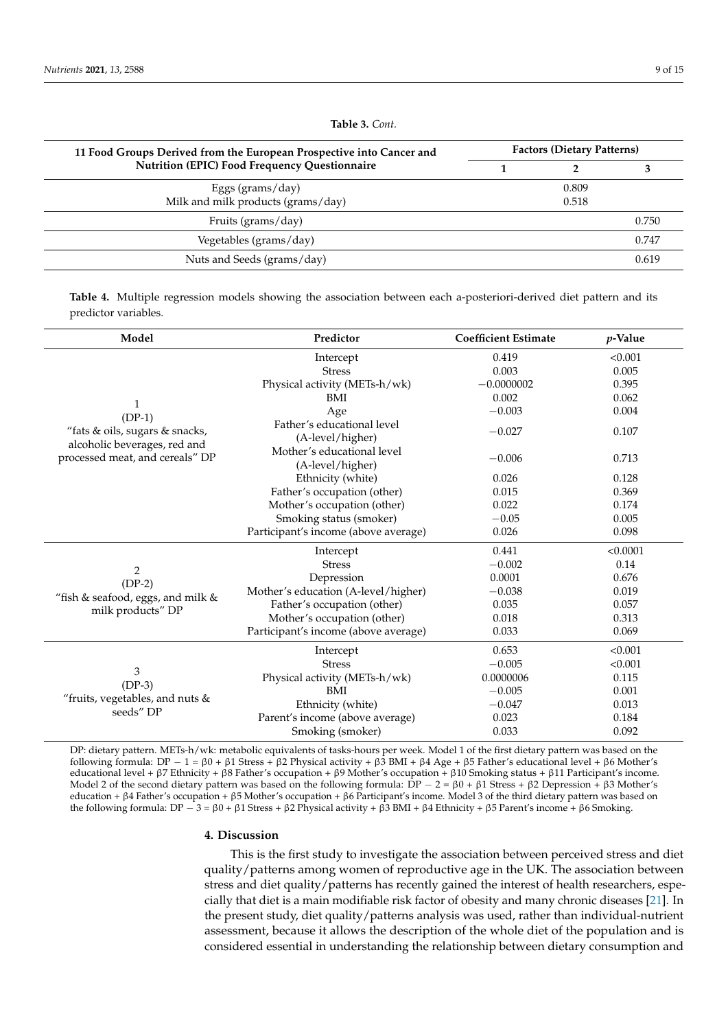**Table 3.** *Cont.*

| 11 Food Groups Derived from the European Prospective into Cancer and Nutrition (EPIC) Food Frequency Questionnaire | Factors (Dietary Patterns) | | |
|---|---|---|---|
| | 1 | 2 | 3 |
| Eggs (grams/day) | | 0.809 | |
| Milk and milk products (grams/day) | | 0.518 | |
| Fruits (grams/day) | | | 0.750 |
| Vegetables (grams/day) | | | 0.747 |
| Nuts and Seeds (grams/day) | | | 0.619 |

**Table 4.** Multiple regression models showing the association between each a-posteriori-derived diet pattern and its predictor variables.

| Model | Predictor | Coefficient Estimate | *p*-Value |
|---|---|---|---|
| 1 (DP-1) "fats & oils, sugars & snacks, alcoholic beverages, red and processed meat, and cereals" DP | Intercept | 0.419 | <0.001 |
| | Stress | 0.003 | 0.005 |
| | Physical activity (METs-h/wk) | −0.0000002 | 0.395 |
| | BMI | 0.002 | 0.062 |
| | Age | −0.003 | 0.004 |
| | Father's educational level (A-level/higher) | −0.027 | 0.107 |
| | Mother's educational level (A-level/higher) | −0.006 | 0.713 |
| | Ethnicity (white) | 0.026 | 0.128 |
| | Father's occupation (other) | 0.015 | 0.369 |
| | Mother's occupation (other) | 0.022 | 0.174 |
| | Smoking status (smoker) | −0.05 | 0.005 |
| | Participant's income (above average) | 0.026 | 0.098 |
| 2 (DP-2) "fish & seafood, eggs, and milk & milk products" DP | Intercept | 0.441 | <0.0001 |
| | Stress | −0.002 | 0.14 |
| | Depression | 0.0001 | 0.676 |
| | Mother's education (A-level/higher) | −0.038 | 0.019 |
| | Father's occupation (other) | 0.035 | 0.057 |
| | Mother's occupation (other) | 0.018 | 0.313 |
| | Participant's income (above average) | 0.033 | 0.069 |
| 3 (DP-3) "fruits, vegetables, and nuts & seeds" DP | Intercept | 0.653 | <0.001 |
| | Stress | −0.005 | <0.001 |
| | Physical activity (METs-h/wk) | 0.0000006 | 0.115 |
| | BMI | −0.005 | 0.001 |
| | Ethnicity (white) | −0.047 | 0.013 |
| | Parent's income (above average) | 0.023 | 0.184 |
| | Smoking (smoker) | 0.033 | 0.092 |

DP: dietary pattern. METs-h/wk: metabolic equivalents of tasks-hours per week. Model 1 of the first dietary pattern was based on the following formula: DP − 1 = $\beta 0 + \beta 1$ Stress + $\beta 2$ Physical activity + $\beta 3$ BMI + $\beta 4$ Age + $\beta 5$ Father's educational level + $\beta 6$ Mother's educational level + $\beta 7$ Ethnicity + $\beta 8$ Father's occupation + $\beta 9$ Mother's occupation + $\beta 10$ Smoking status + $\beta 11$ Participant's income. Model 2 of the second dietary pattern was based on the following formula: DP − 2 = $\beta 0 + \beta 1$ Stress + $\beta 2$ Depression + $\beta 3$ Mother's education + $\beta 4$ Father's occupation + $\beta 5$ Mother's occupation + $\beta 6$ Participant's income. Model 3 of the third dietary pattern was based on the following formula: DP − 3 = $\beta 0 + \beta 1$ Stress + $\beta 2$ Physical activity + $\beta 3$ BMI + $\beta 4$ Ethnicity + $\beta 5$ Parent's income + $\beta 6$ Smoking.

## 4. Discussion

This is the first study to investigate the association between perceived stress and diet quality/patterns among women of reproductive age in the UK. The association between stress and diet quality/patterns has recently gained the interest of health researchers, especially that diet is a main modifiable risk factor of obesity and many chronic diseases [21]. In the present study, diet quality/patterns analysis was used, rather than individual-nutrient assessment, because it allows the description of the whole diet of the population and is considered essential in understanding the relationship between dietary consumption and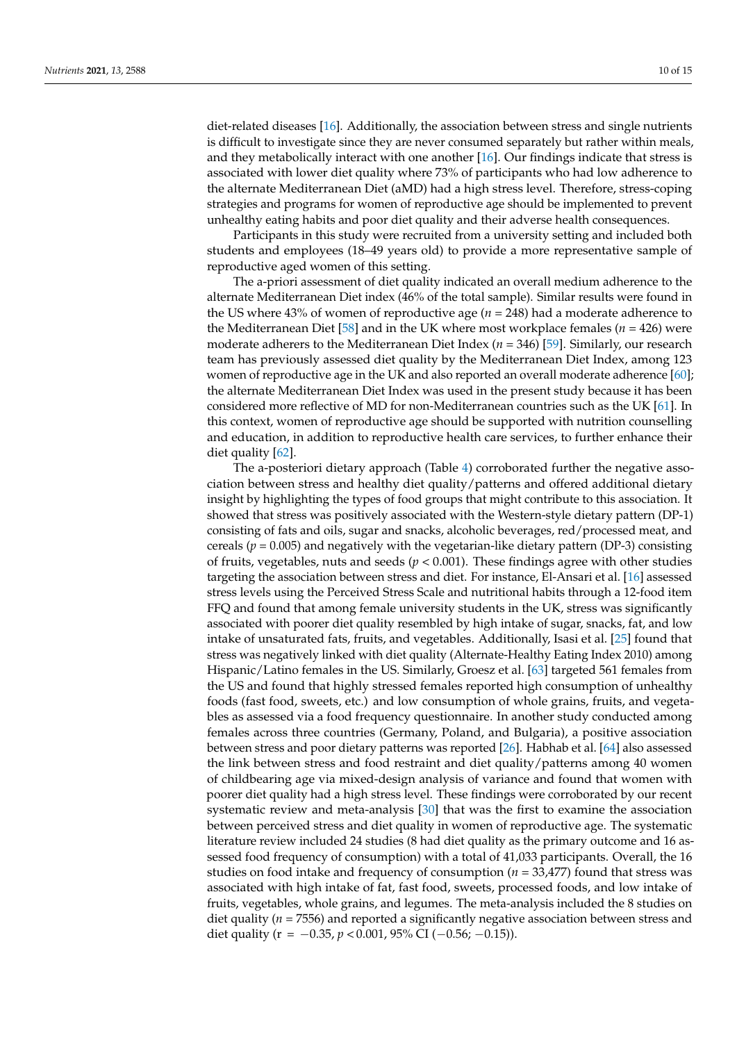diet-related diseases [16]. Additionally, the association between stress and single nutrients is difficult to investigate since they are never consumed separately but rather within meals, and they metabolically interact with one another [16]. Our findings indicate that stress is associated with lower diet quality where 73% of participants who had low adherence to the alternate Mediterranean Diet (aMD) had a high stress level. Therefore, stress-coping strategies and programs for women of reproductive age should be implemented to prevent unhealthy eating habits and poor diet quality and their adverse health consequences.

Participants in this study were recruited from a university setting and included both students and employees (18–49 years old) to provide a more representative sample of reproductive aged women of this setting.

The a-priori assessment of diet quality indicated an overall medium adherence to the alternate Mediterranean Diet index (46% of the total sample). Similar results were found in the US where 43% of women of reproductive age ($n$ = 248) had a moderate adherence to the Mediterranean Diet [58] and in the UK where most workplace females ($n$ = 426) were moderate adherers to the Mediterranean Diet Index ($n$ = 346) [59]. Similarly, our research team has previously assessed diet quality by the Mediterranean Diet Index, among 123 women of reproductive age in the UK and also reported an overall moderate adherence [60]; the alternate Mediterranean Diet Index was used in the present study because it has been considered more reflective of MD for non-Mediterranean countries such as the UK [61]. In this context, women of reproductive age should be supported with nutrition counselling and education, in addition to reproductive health care services, to further enhance their diet quality [62].

The a-posteriori dietary approach (Table 4) corroborated further the negative association between stress and healthy diet quality/patterns and offered additional dietary insight by highlighting the types of food groups that might contribute to this association. It showed that stress was positively associated with the Western-style dietary pattern (DP-1) consisting of fats and oils, sugar and snacks, alcoholic beverages, red/processed meat, and cereals ($p$ = 0.005) and negatively with the vegetarian-like dietary pattern (DP-3) consisting of fruits, vegetables, nuts and seeds ($p$ < 0.001). These findings agree with other studies targeting the association between stress and diet. For instance, El-Ansari et al. [16] assessed stress levels using the Perceived Stress Scale and nutritional habits through a 12-food item FFQ and found that among female university students in the UK, stress was significantly associated with poorer diet quality resembled by high intake of sugar, snacks, fat, and low intake of unsaturated fats, fruits, and vegetables. Additionally, Isasi et al. [25] found that stress was negatively linked with diet quality (Alternate-Healthy Eating Index 2010) among Hispanic/Latino females in the US. Similarly, Groesz et al. [63] targeted 561 females from the US and found that highly stressed females reported high consumption of unhealthy foods (fast food, sweets, etc.) and low consumption of whole grains, fruits, and vegetables as assessed via a food frequency questionnaire. In another study conducted among females across three countries (Germany, Poland, and Bulgaria), a positive association between stress and poor dietary patterns was reported [26]. Habhab et al. [64] also assessed the link between stress and food restraint and diet quality/patterns among 40 women of childbearing age via mixed-design analysis of variance and found that women with poorer diet quality had a high stress level. These findings were corroborated by our recent systematic review and meta-analysis [30] that was the first to examine the association between perceived stress and diet quality in women of reproductive age. The systematic literature review included 24 studies (8 had diet quality as the primary outcome and 16 assessed food frequency of consumption) with a total of 41,033 participants. Overall, the 16 studies on food intake and frequency of consumption ($n$ = 33,477) found that stress was associated with high intake of fat, fast food, sweets, processed foods, and low intake of fruits, vegetables, whole grains, and legumes. The meta-analysis included the 8 studies on diet quality ($n$ = 7556) and reported a significantly negative association between stress and diet quality ($r = -0.35$, $p < 0.001$, 95% CI ($-0.56$; $-0.15$)).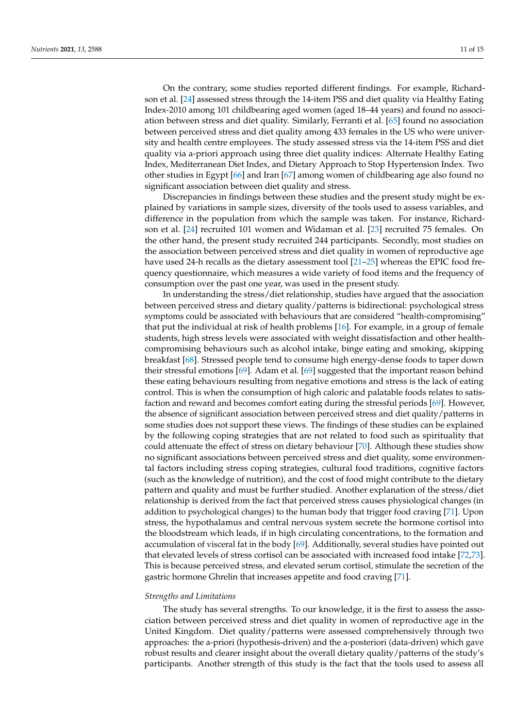On the contrary, some studies reported different findings. For example, Richardson et al. [24] assessed stress through the 14-item PSS and diet quality via Healthy Eating Index-2010 among 101 childbearing aged women (aged 18–44 years) and found no association between stress and diet quality. Similarly, Ferranti et al. [65] found no association between perceived stress and diet quality among 433 females in the US who were university and health centre employees. The study assessed stress via the 14-item PSS and diet quality via a-priori approach using three diet quality indices: Alternate Healthy Eating Index, Mediterranean Diet Index, and Dietary Approach to Stop Hypertension Index. Two other studies in Egypt [66] and Iran [67] among women of childbearing age also found no significant association between diet quality and stress.

Discrepancies in findings between these studies and the present study might be explained by variations in sample sizes, diversity of the tools used to assess variables, and difference in the population from which the sample was taken. For instance, Richardson et al. [24] recruited 101 women and Widaman et al. [23] recruited 75 females. On the other hand, the present study recruited 244 participants. Secondly, most studies on the association between perceived stress and diet quality in women of reproductive age have used 24-h recalls as the dietary assessment tool [21–25] whereas the EPIC food frequency questionnaire, which measures a wide variety of food items and the frequency of consumption over the past one year, was used in the present study.

In understanding the stress/diet relationship, studies have argued that the association between perceived stress and dietary quality/patterns is bidirectional: psychological stress symptoms could be associated with behaviours that are considered "health-compromising" that put the individual at risk of health problems [16]. For example, in a group of female students, high stress levels were associated with weight dissatisfaction and other health-compromising behaviours such as alcohol intake, binge eating and smoking, skipping breakfast [68]. Stressed people tend to consume high energy-dense foods to taper down their stressful emotions [69]. Adam et al. [69] suggested that the important reason behind these eating behaviours resulting from negative emotions and stress is the lack of eating control. This is when the consumption of high caloric and palatable foods relates to satisfaction and reward and becomes comfort eating during the stressful periods [69]. However, the absence of significant association between perceived stress and diet quality/patterns in some studies does not support these views. The findings of these studies can be explained by the following coping strategies that are not related to food such as spirituality that could attenuate the effect of stress on dietary behaviour [70]. Although these studies show no significant associations between perceived stress and diet quality, some environmental factors including stress coping strategies, cultural food traditions, cognitive factors (such as the knowledge of nutrition), and the cost of food might contribute to the dietary pattern and quality and must be further studied. Another explanation of the stress/diet relationship is derived from the fact that perceived stress causes physiological changes (in addition to psychological changes) to the human body that trigger food craving [71]. Upon stress, the hypothalamus and central nervous system secrete the hormone cortisol into the bloodstream which leads, if in high circulating concentrations, to the formation and accumulation of visceral fat in the body [69]. Additionally, several studies have pointed out that elevated levels of stress cortisol can be associated with increased food intake [72,73]. This is because perceived stress, and elevated serum cortisol, stimulate the secretion of the gastric hormone Ghrelin that increases appetite and food craving [71].

*Strengths and Limitations*

The study has several strengths. To our knowledge, it is the first to assess the association between perceived stress and diet quality in women of reproductive age in the United Kingdom. Diet quality/patterns were assessed comprehensively through two approaches: the a-priori (hypothesis-driven) and the a-posteriori (data-driven) which gave robust results and clearer insight about the overall dietary quality/patterns of the study's participants. Another strength of this study is the fact that the tools used to assess all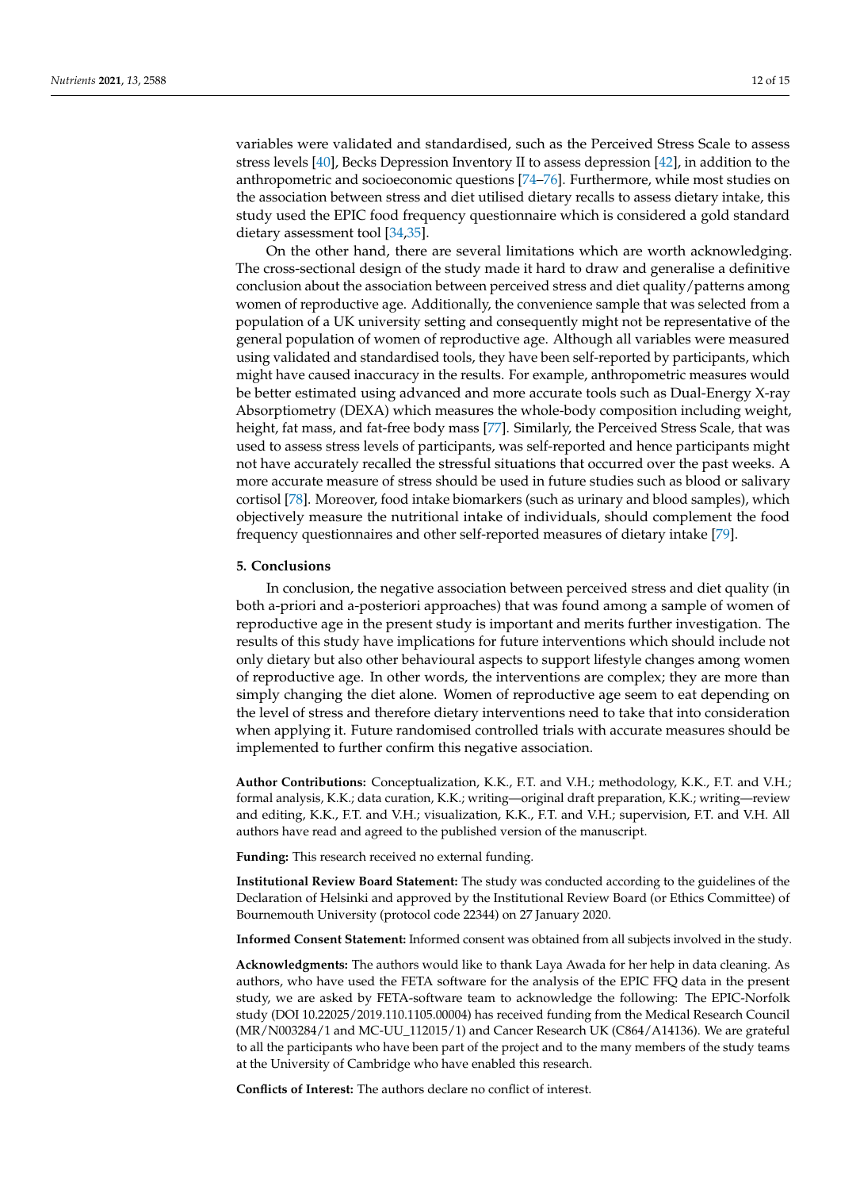variables were validated and standardised, such as the Perceived Stress Scale to assess stress levels [40], Becks Depression Inventory II to assess depression [42], in addition to the anthropometric and socioeconomic questions [74–76]. Furthermore, while most studies on the association between stress and diet utilised dietary recalls to assess dietary intake, this study used the EPIC food frequency questionnaire which is considered a gold standard dietary assessment tool [34,35].

On the other hand, there are several limitations which are worth acknowledging. The cross-sectional design of the study made it hard to draw and generalise a definitive conclusion about the association between perceived stress and diet quality/patterns among women of reproductive age. Additionally, the convenience sample that was selected from a population of a UK university setting and consequently might not be representative of the general population of women of reproductive age. Although all variables were measured using validated and standardised tools, they have been self-reported by participants, which might have caused inaccuracy in the results. For example, anthropometric measures would be better estimated using advanced and more accurate tools such as Dual-Energy X-ray Absorptiometry (DEXA) which measures the whole-body composition including weight, height, fat mass, and fat-free body mass [77]. Similarly, the Perceived Stress Scale, that was used to assess stress levels of participants, was self-reported and hence participants might not have accurately recalled the stressful situations that occurred over the past weeks. A more accurate measure of stress should be used in future studies such as blood or salivary cortisol [78]. Moreover, food intake biomarkers (such as urinary and blood samples), which objectively measure the nutritional intake of individuals, should complement the food frequency questionnaires and other self-reported measures of dietary intake [79].

## 5. Conclusions

In conclusion, the negative association between perceived stress and diet quality (in both a-priori and a-posteriori approaches) that was found among a sample of women of reproductive age in the present study is important and merits further investigation. The results of this study have implications for future interventions which should include not only dietary but also other behavioural aspects to support lifestyle changes among women of reproductive age. In other words, the interventions are complex; they are more than simply changing the diet alone. Women of reproductive age seem to eat depending on the level of stress and therefore dietary interventions need to take that into consideration when applying it. Future randomised controlled trials with accurate measures should be implemented to further confirm this negative association.

**Author Contributions:** Conceptualization, K.K., F.T. and V.H.; methodology, K.K., F.T. and V.H.; formal analysis, K.K.; data curation, K.K.; writing—original draft preparation, K.K.; writing—review and editing, K.K., F.T. and V.H.; visualization, K.K., F.T. and V.H.; supervision, F.T. and V.H. All authors have read and agreed to the published version of the manuscript.

**Funding:** This research received no external funding.

**Institutional Review Board Statement:** The study was conducted according to the guidelines of the Declaration of Helsinki and approved by the Institutional Review Board (or Ethics Committee) of Bournemouth University (protocol code 22344) on 27 January 2020.

**Informed Consent Statement:** Informed consent was obtained from all subjects involved in the study.

**Acknowledgments:** The authors would like to thank Laya Awada for her help in data cleaning. As authors, who have used the FETA software for the analysis of the EPIC FFQ data in the present study, we are asked by FETA-software team to acknowledge the following: The EPIC-Norfolk study (DOI 10.22025/2019.110.1105.00004) has received funding from the Medical Research Council (MR/N003284/1 and MC-UU_112015/1) and Cancer Research UK (C864/A14136). We are grateful to all the participants who have been part of the project and to the many members of the study teams at the University of Cambridge who have enabled this research.

**Conflicts of Interest:** The authors declare no conflict of interest.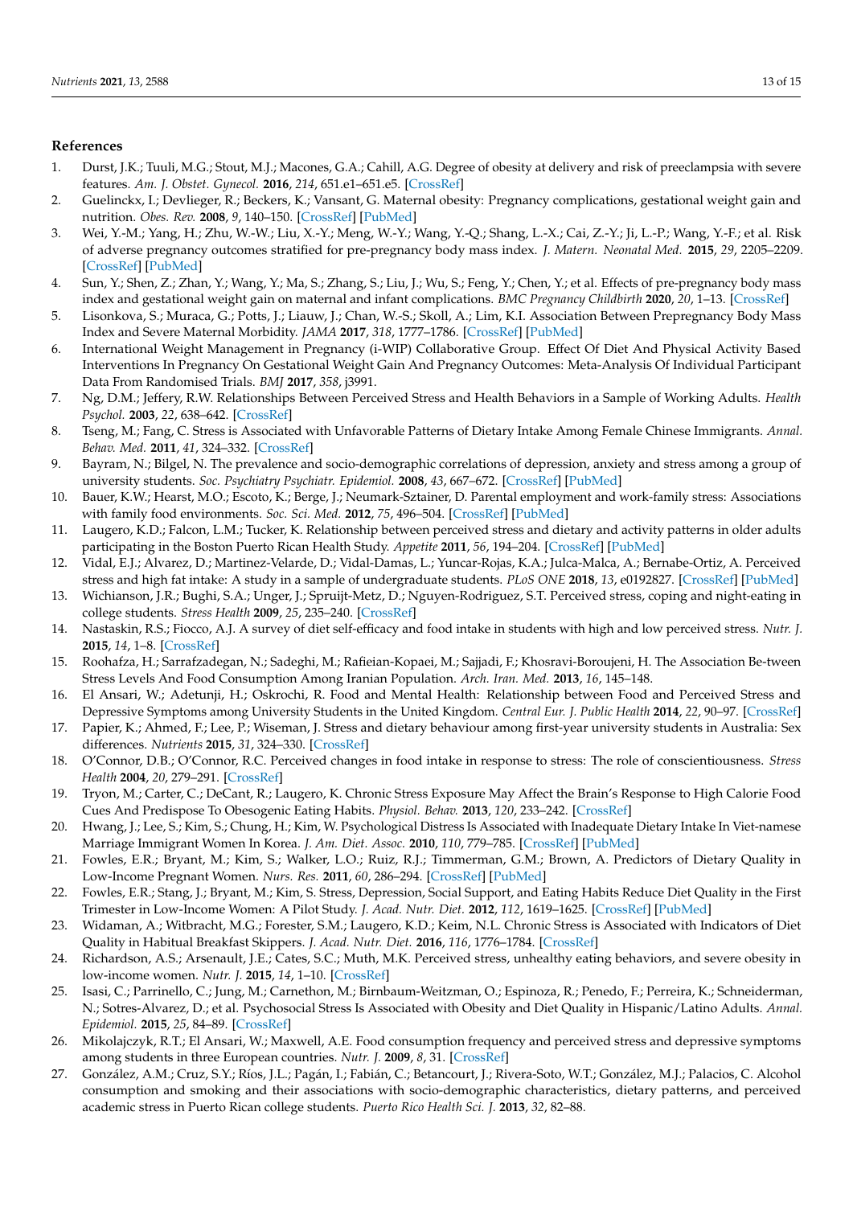## References

1. Durst, J.K.; Tuuli, M.G.; Stout, M.J.; Macones, G.A.; Cahill, A.G. Degree of obesity at delivery and risk of preeclampsia with severe features. *Am. J. Obstet. Gynecol.* **2016**, *214*, 651.e1–651.e5. [CrossRef]
2. Guelinckx, I.; Devlieger, R.; Beckers, K.; Vansant, G. Maternal obesity: Pregnancy complications, gestational weight gain and nutrition. *Obes. Rev.* **2008**, *9*, 140–150. [CrossRef] [PubMed]
3. Wei, Y.-M.; Yang, H.; Zhu, W.-W.; Liu, X.-Y.; Meng, W.-Y.; Wang, Y.-Q.; Shang, L.-X.; Cai, Z.-Y.; Ji, L.-P.; Wang, Y.-F.; et al. Risk of adverse pregnancy outcomes stratified for pre-pregnancy body mass index. *J. Matern. Neonatal Med.* **2015**, *29*, 2205–2209. [CrossRef] [PubMed]
4. Sun, Y.; Shen, Z.; Zhan, Y.; Wang, Y.; Ma, S.; Zhang, S.; Liu, J.; Wu, S.; Feng, Y.; Chen, Y.; et al. Effects of pre-pregnancy body mass index and gestational weight gain on maternal and infant complications. *BMC Pregnancy Childbirth* **2020**, *20*, 1–13. [CrossRef]
5. Lisonkova, S.; Muraca, G.; Potts, J.; Liauw, J.; Chan, W.-S.; Skoll, A.; Lim, K.I. Association Between Prepregnancy Body Mass Index and Severe Maternal Morbidity. *JAMA* **2017**, *318*, 1777–1786. [CrossRef] [PubMed]
6. International Weight Management in Pregnancy (i-WIP) Collaborative Group. Effect Of Diet And Physical Activity Based Interventions In Pregnancy On Gestational Weight Gain And Pregnancy Outcomes: Meta-Analysis Of Individual Participant Data From Randomised Trials. *BMJ* **2017**, *358*, j3991.
7. Ng, D.M.; Jeffery, R.W. Relationships Between Perceived Stress and Health Behaviors in a Sample of Working Adults. *Health Psychol.* **2003**, *22*, 638–642. [CrossRef]
8. Tseng, M.; Fang, C. Stress is Associated with Unfavorable Patterns of Dietary Intake Among Female Chinese Immigrants. *Annal. Behav. Med.* **2011**, *41*, 324–332. [CrossRef]
9. Bayram, N.; Bilgel, N. The prevalence and socio-demographic correlations of depression, anxiety and stress among a group of university students. *Soc. Psychiatry Psychiatr. Epidemiol.* **2008**, *43*, 667–672. [CrossRef] [PubMed]
10. Bauer, K.W.; Hearst, M.O.; Escoto, K.; Berge, J.; Neumark-Sztainer, D. Parental employment and work-family stress: Associations with family food environments. *Soc. Sci. Med.* **2012**, *75*, 496–504. [CrossRef] [PubMed]
11. Laugero, K.D.; Falcon, L.M.; Tucker, K. Relationship between perceived stress and dietary and activity patterns in older adults participating in the Boston Puerto Rican Health Study. *Appetite* **2011**, *56*, 194–204. [CrossRef] [PubMed]
12. Vidal, E.J.; Alvarez, D.; Martinez-Velarde, D.; Vidal-Damas, L.; Yuncar-Rojas, K.A.; Julca-Malca, A.; Bernabe-Ortiz, A. Perceived stress and high fat intake: A study in a sample of undergraduate students. *PLoS ONE* **2018**, *13*, e0192827. [CrossRef] [PubMed]
13. Wichianson, J.R.; Bughi, S.A.; Unger, J.; Spruijt-Metz, D.; Nguyen-Rodriguez, S.T. Perceived stress, coping and night-eating in college students. *Stress Health* **2009**, *25*, 235–240. [CrossRef]
14. Nastaskin, R.S.; Fiocco, A.J. A survey of diet self-efficacy and food intake in students with high and low perceived stress. *Nutr. J.* **2015**, *14*, 1–8. [CrossRef]
15. Roohafza, H.; Sarrafzadegan, N.; Sadeghi, M.; Rafieian-Kopaei, M.; Sajjadi, F.; Khosravi-Boroujeni, H. The Association Be-tween Stress Levels And Food Consumption Among Iranian Population. *Arch. Iran. Med.* **2013**, *16*, 145–148.
16. El Ansari, W.; Adetunji, H.; Oskrochi, R. Food and Mental Health: Relationship between Food and Perceived Stress and Depressive Symptoms among University Students in the United Kingdom. *Central Eur. J. Public Health* **2014**, *22*, 90–97. [CrossRef]
17. Papier, K.; Ahmed, F.; Lee, P.; Wiseman, J. Stress and dietary behaviour among first-year university students in Australia: Sex differences. *Nutrients* **2015**, *31*, 324–330. [CrossRef]
18. O'Connor, D.B.; O'Connor, R.C. Perceived changes in food intake in response to stress: The role of conscientiousness. *Stress Health* **2004**, *20*, 279–291. [CrossRef]
19. Tryon, M.; Carter, C.; DeCant, R.; Laugero, K. Chronic Stress Exposure May Affect the Brain's Response to High Calorie Food Cues And Predispose To Obesogenic Eating Habits. *Physiol. Behav.* **2013**, *120*, 233–242. [CrossRef]
20. Hwang, J.; Lee, S.; Kim, S.; Chung, H.; Kim, W. Psychological Distress Is Associated with Inadequate Dietary Intake In Viet-namese Marriage Immigrant Women In Korea. *J. Am. Diet. Assoc.* **2010**, *110*, 779–785. [CrossRef] [PubMed]
21. Fowles, E.R.; Bryant, M.; Kim, S.; Walker, L.O.; Ruiz, R.J.; Timmerman, G.M.; Brown, A. Predictors of Dietary Quality in Low-Income Pregnant Women. *Nurs. Res.* **2011**, *60*, 286–294. [CrossRef] [PubMed]
22. Fowles, E.R.; Stang, J.; Bryant, M.; Kim, S. Stress, Depression, Social Support, and Eating Habits Reduce Diet Quality in the First Trimester in Low-Income Women: A Pilot Study. *J. Acad. Nutr. Diet.* **2012**, *112*, 1619–1625. [CrossRef] [PubMed]
23. Widaman, A.; Witbracht, M.G.; Forester, S.M.; Laugero, K.D.; Keim, N.L. Chronic Stress is Associated with Indicators of Diet Quality in Habitual Breakfast Skippers. *J. Acad. Nutr. Diet.* **2016**, *116*, 1776–1784. [CrossRef]
24. Richardson, A.S.; Arsenault, J.E.; Cates, S.C.; Muth, M.K. Perceived stress, unhealthy eating behaviors, and severe obesity in low-income women. *Nutr. J.* **2015**, *14*, 1–10. [CrossRef]
25. Isasi, C.; Parrinello, C.; Jung, M.; Carnethon, M.; Birnbaum-Weitzman, O.; Espinoza, R.; Penedo, F.; Perreira, K.; Schneiderman, N.; Sotres-Alvarez, D.; et al. Psychosocial Stress Is Associated with Obesity and Diet Quality in Hispanic/Latino Adults. *Annal. Epidemiol.* **2015**, *25*, 84–89. [CrossRef]
26. Mikolajczyk, R.T.; El Ansari, W.; Maxwell, A.E. Food consumption frequency and perceived stress and depressive symptoms among students in three European countries. *Nutr. J.* **2009**, *8*, 31. [CrossRef]
27. González, A.M.; Cruz, S.Y.; Ríos, J.L.; Pagán, I.; Fabián, C.; Betancourt, J.; Rivera-Soto, W.T.; González, M.J.; Palacios, C. Alcohol consumption and smoking and their associations with socio-demographic characteristics, dietary patterns, and perceived academic stress in Puerto Rican college students. *Puerto Rico Health Sci. J.* **2013**, *32*, 82–88.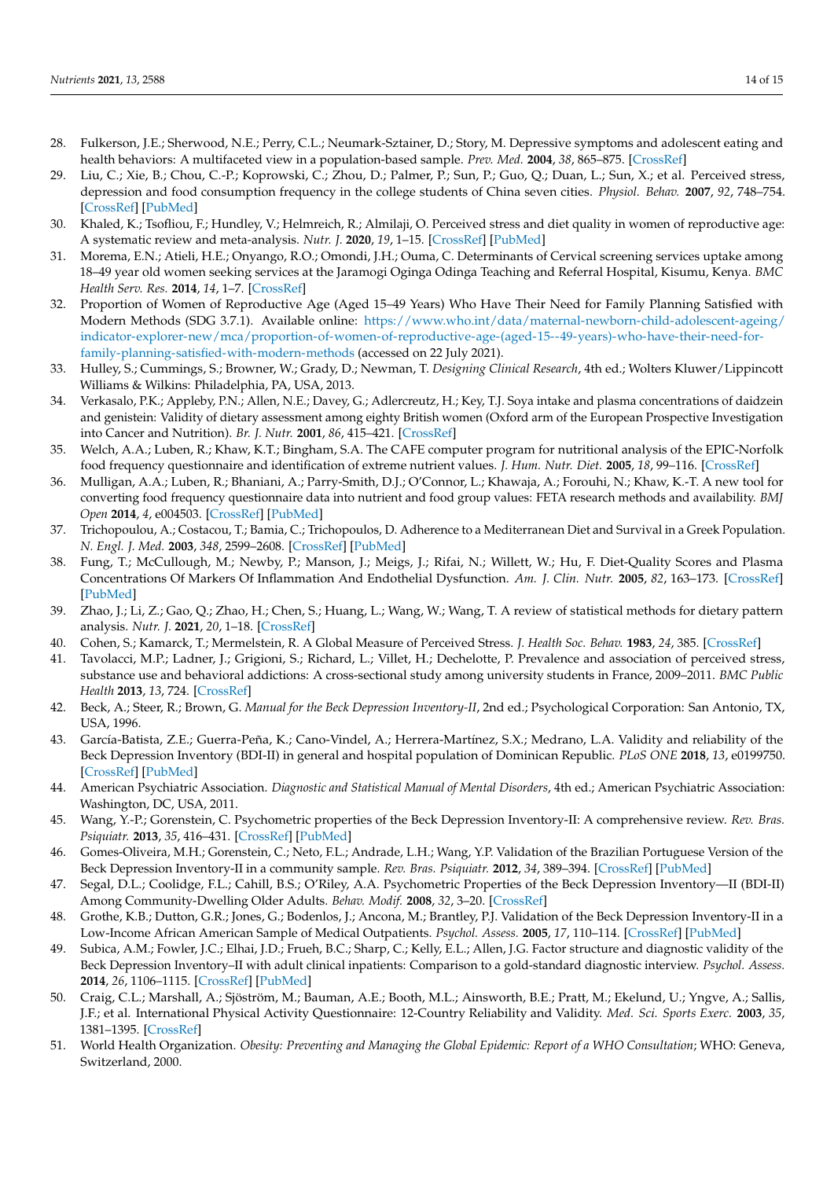28. Fulkerson, J.E.; Sherwood, N.E.; Perry, C.L.; Neumark-Sztainer, D.; Story, M. Depressive symptoms and adolescent eating and health behaviors: A multifaceted view in a population-based sample. *Prev. Med.* **2004**, *38*, 865–875. [CrossRef]
29. Liu, C.; Xie, B.; Chou, C.-P.; Koprowski, C.; Zhou, D.; Palmer, P.; Sun, P.; Guo, Q.; Duan, L.; Sun, X.; et al. Perceived stress, depression and food consumption frequency in the college students of China seven cities. *Physiol. Behav.* **2007**, *92*, 748–754. [CrossRef] [PubMed]
30. Khaled, K.; Tsofliou, F.; Hundley, V.; Helmreich, R.; Almilaji, O. Perceived stress and diet quality in women of reproductive age: A systematic review and meta-analysis. *Nutr. J.* **2020**, *19*, 1–15. [CrossRef] [PubMed]
31. Morema, E.N.; Atieli, H.E.; Onyango, R.O.; Omondi, J.H.; Ouma, C. Determinants of Cervical screening services uptake among 18–49 year old women seeking services at the Jaramogi Oginga Odinga Teaching and Referral Hospital, Kisumu, Kenya. *BMC Health Serv. Res.* **2014**, *14*, 1–7. [CrossRef]
32. Proportion of Women of Reproductive Age (Aged 15–49 Years) Who Have Their Need for Family Planning Satisfied with Modern Methods (SDG 3.7.1). Available online: https://www.who.int/data/maternal-newborn-child-adolescent-ageing/indicator-explorer-new/mca/proportion-of-women-of-reproductive-age-(aged-15--49-years)-who-have-their-need-for-family-planning-satisfied-with-modern-methods (accessed on 22 July 2021).
33. Hulley, S.; Cummings, S.; Browner, W.; Grady, D.; Newman, T. *Designing Clinical Research*, 4th ed.; Wolters Kluwer/Lippincott Williams & Wilkins: Philadelphia, PA, USA, 2013.
34. Verkasalo, P.K.; Appleby, P.N.; Allen, N.E.; Davey, G.; Adlercreutz, H.; Key, T.J. Soya intake and plasma concentrations of daidzein and genistein: Validity of dietary assessment among eighty British women (Oxford arm of the European Prospective Investigation into Cancer and Nutrition). *Br. J. Nutr.* **2001**, *86*, 415–421. [CrossRef]
35. Welch, A.A.; Luben, R.; Khaw, K.T.; Bingham, S.A. The CAFE computer program for nutritional analysis of the EPIC-Norfolk food frequency questionnaire and identification of extreme nutrient values. *J. Hum. Nutr. Diet.* **2005**, *18*, 99–116. [CrossRef]
36. Mulligan, A.A.; Luben, R.; Bhaniani, A.; Parry-Smith, D.J.; O'Connor, L.; Khawaja, A.; Forouhi, N.; Khaw, K.-T. A new tool for converting food frequency questionnaire data into nutrient and food group values: FETA research methods and availability. *BMJ Open* **2014**, *4*, e004503. [CrossRef] [PubMed]
37. Trichopoulou, A.; Costacou, T.; Bamia, C.; Trichopoulos, D. Adherence to a Mediterranean Diet and Survival in a Greek Population. *N. Engl. J. Med.* **2003**, *348*, 2599–2608. [CrossRef] [PubMed]
38. Fung, T.; McCullough, M.; Newby, P.; Manson, J.; Meigs, J.; Rifai, N.; Willett, W.; Hu, F. Diet-Quality Scores and Plasma Concentrations Of Markers Of Inflammation And Endothelial Dysfunction. *Am. J. Clin. Nutr.* **2005**, *82*, 163–173. [CrossRef] [PubMed]
39. Zhao, J.; Li, Z.; Gao, Q.; Zhao, H.; Chen, S.; Huang, L.; Wang, W.; Wang, T. A review of statistical methods for dietary pattern analysis. *Nutr. J.* **2021**, *20*, 1–18. [CrossRef]
40. Cohen, S.; Kamarck, T.; Mermelstein, R. A Global Measure of Perceived Stress. *J. Health Soc. Behav.* **1983**, *24*, 385. [CrossRef]
41. Tavolacci, M.P.; Ladner, J.; Grigioni, S.; Richard, L.; Villet, H.; Dechelotte, P. Prevalence and association of perceived stress, substance use and behavioral addictions: A cross-sectional study among university students in France, 2009–2011. *BMC Public Health* **2013**, *13*, 724. [CrossRef]
42. Beck, A.; Steer, R.; Brown, G. *Manual for the Beck Depression Inventory-II*, 2nd ed.; Psychological Corporation: San Antonio, TX, USA, 1996.
43. García-Batista, Z.E.; Guerra-Peña, K.; Cano-Vindel, A.; Herrera-Martínez, S.X.; Medrano, L.A. Validity and reliability of the Beck Depression Inventory (BDI-II) in general and hospital population of Dominican Republic. *PLoS ONE* **2018**, *13*, e0199750. [CrossRef] [PubMed]
44. American Psychiatric Association. *Diagnostic and Statistical Manual of Mental Disorders*, 4th ed.; American Psychiatric Association: Washington, DC, USA, 2011.
45. Wang, Y.-P.; Gorenstein, C. Psychometric properties of the Beck Depression Inventory-II: A comprehensive review. *Rev. Bras. Psiquiatr.* **2013**, *35*, 416–431. [CrossRef] [PubMed]
46. Gomes-Oliveira, M.H.; Gorenstein, C.; Neto, F.L.; Andrade, L.H.; Wang, Y.P. Validation of the Brazilian Portuguese Version of the Beck Depression Inventory-II in a community sample. *Rev. Bras. Psiquiatr.* **2012**, *34*, 389–394. [CrossRef] [PubMed]
47. Segal, D.L.; Coolidge, F.L.; Cahill, B.S.; O'Riley, A.A. Psychometric Properties of the Beck Depression Inventory—II (BDI-II) Among Community-Dwelling Older Adults. *Behav. Modif.* **2008**, *32*, 3–20. [CrossRef]
48. Grothe, K.B.; Dutton, G.R.; Jones, G.; Bodenlos, J.; Ancona, M.; Brantley, P.J. Validation of the Beck Depression Inventory-II in a Low-Income African American Sample of Medical Outpatients. *Psychol. Assess.* **2005**, *17*, 110–114. [CrossRef] [PubMed]
49. Subica, A.M.; Fowler, J.C.; Elhai, J.D.; Frueh, B.C.; Sharp, C.; Kelly, E.L.; Allen, J.G. Factor structure and diagnostic validity of the Beck Depression Inventory–II with adult clinical inpatients: Comparison to a gold-standard diagnostic interview. *Psychol. Assess.* **2014**, *26*, 1106–1115. [CrossRef] [PubMed]
50. Craig, C.L.; Marshall, A.; Sjöström, M.; Bauman, A.E.; Booth, M.L.; Ainsworth, B.E.; Pratt, M.; Ekelund, U.; Yngve, A.; Sallis, J.F.; et al. International Physical Activity Questionnaire: 12-Country Reliability and Validity. *Med. Sci. Sports Exerc.* **2003**, *35*, 1381–1395. [CrossRef]
51. World Health Organization. *Obesity: Preventing and Managing the Global Epidemic: Report of a WHO Consultation*; WHO: Geneva, Switzerland, 2000.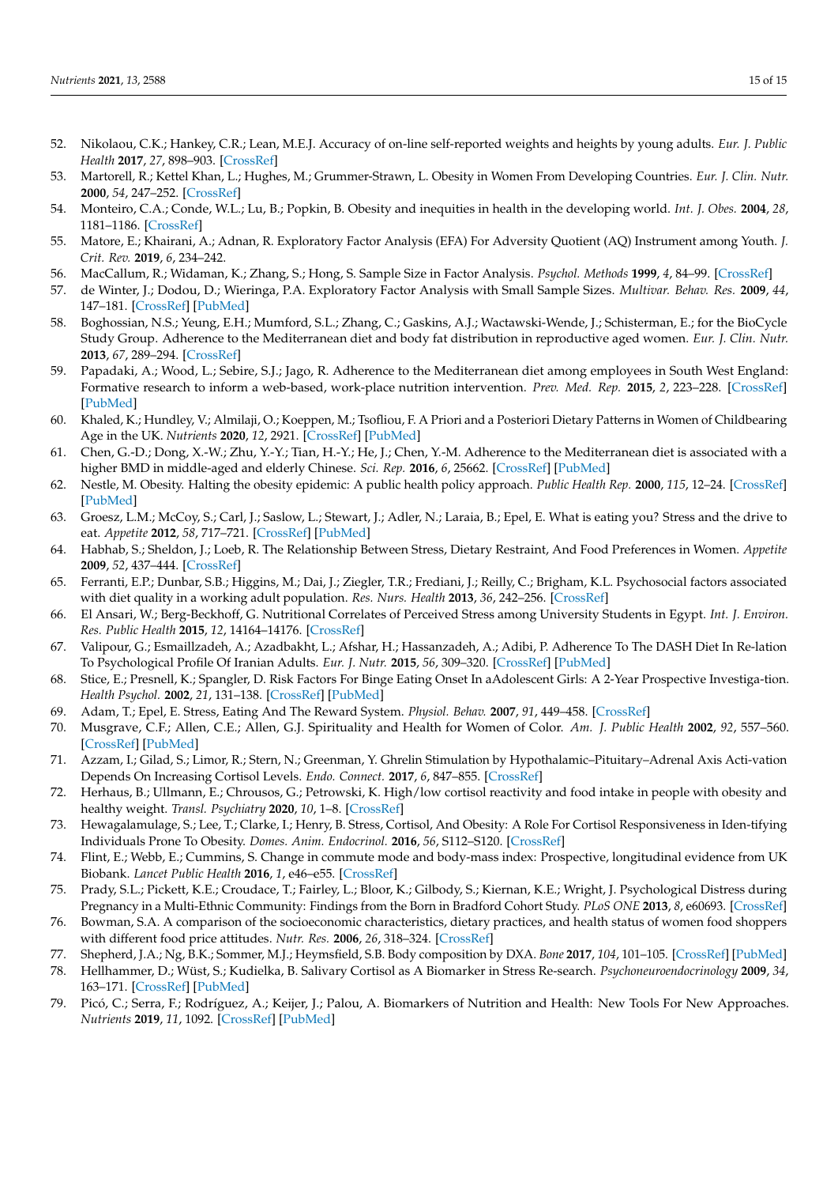52. Nikolaou, C.K.; Hankey, C.R.; Lean, M.E.J. Accuracy of on-line self-reported weights and heights by young adults. *Eur. J. Public Health* **2017**, *27*, 898–903. [CrossRef]
53. Martorell, R.; Kettel Khan, L.; Hughes, M.; Grummer-Strawn, L. Obesity in Women From Developing Countries. *Eur. J. Clin. Nutr.* **2000**, *54*, 247–252. [CrossRef]
54. Monteiro, C.A.; Conde, W.L.; Lu, B.; Popkin, B. Obesity and inequities in health in the developing world. *Int. J. Obes.* **2004**, *28*, 1181–1186. [CrossRef]
55. Matore, E.; Khairani, A.; Adnan, R. Exploratory Factor Analysis (EFA) For Adversity Quotient (AQ) Instrument among Youth. *J. Crit. Rev.* **2019**, *6*, 234–242.
56. MacCallum, R.; Widaman, K.; Zhang, S.; Hong, S. Sample Size in Factor Analysis. *Psychol. Methods* **1999**, *4*, 84–99. [CrossRef]
57. de Winter, J.; Dodou, D.; Wieringa, P.A. Exploratory Factor Analysis with Small Sample Sizes. *Multivar. Behav. Res.* **2009**, *44*, 147–181. [CrossRef] [PubMed]
58. Boghossian, N.S.; Yeung, E.H.; Mumford, S.L.; Zhang, C.; Gaskins, A.J.; Wactawski-Wende, J.; Schisterman, E.; for the BioCycle Study Group. Adherence to the Mediterranean diet and body fat distribution in reproductive aged women. *Eur. J. Clin. Nutr.* **2013**, *67*, 289–294. [CrossRef]
59. Papadaki, A.; Wood, L.; Sebire, S.J.; Jago, R. Adherence to the Mediterranean diet among employees in South West England: Formative research to inform a web-based, work-place nutrition intervention. *Prev. Med. Rep.* **2015**, *2*, 223–228. [CrossRef] [PubMed]
60. Khaled, K.; Hundley, V.; Almilaji, O.; Koeppen, M.; Tsofliou, F. A Priori and a Posteriori Dietary Patterns in Women of Childbearing Age in the UK. *Nutrients* **2020**, *12*, 2921. [CrossRef] [PubMed]
61. Chen, G.-D.; Dong, X.-W.; Zhu, Y.-Y.; Tian, H.-Y.; He, J.; Chen, Y.-M. Adherence to the Mediterranean diet is associated with a higher BMD in middle-aged and elderly Chinese. *Sci. Rep.* **2016**, *6*, 25662. [CrossRef] [PubMed]
62. Nestle, M. Obesity. Halting the obesity epidemic: A public health policy approach. *Public Health Rep.* **2000**, *115*, 12–24. [CrossRef] [PubMed]
63. Groesz, L.M.; McCoy, S.; Carl, J.; Saslow, L.; Stewart, J.; Adler, N.; Laraia, B.; Epel, E. What is eating you? Stress and the drive to eat. *Appetite* **2012**, *58*, 717–721. [CrossRef] [PubMed]
64. Habhab, S.; Sheldon, J.; Loeb, R. The Relationship Between Stress, Dietary Restraint, And Food Preferences in Women. *Appetite* **2009**, *52*, 437–444. [CrossRef]
65. Ferranti, E.P.; Dunbar, S.B.; Higgins, M.; Dai, J.; Ziegler, T.R.; Frediani, J.; Reilly, C.; Brigham, K.L. Psychosocial factors associated with diet quality in a working adult population. *Res. Nurs. Health* **2013**, *36*, 242–256. [CrossRef]
66. El Ansari, W.; Berg-Beckhoff, G. Nutritional Correlates of Perceived Stress among University Students in Egypt. *Int. J. Environ. Res. Public Health* **2015**, *12*, 14164–14176. [CrossRef]
67. Valipour, G.; Esmaillzadeh, A.; Azadbakht, L.; Afshar, H.; Hassanzadeh, A.; Adibi, P. Adherence To The DASH Diet In Re-lation To Psychological Profile Of Iranian Adults. *Eur. J. Nutr.* **2015**, *56*, 309–320. [CrossRef] [PubMed]
68. Stice, E.; Presnell, K.; Spangler, D. Risk Factors For Binge Eating Onset In aAdolescent Girls: A 2-Year Prospective Investiga-tion. *Health Psychol.* **2002**, *21*, 131–138. [CrossRef] [PubMed]
69. Adam, T.; Epel, E. Stress, Eating And The Reward System. *Physiol. Behav.* **2007**, *91*, 449–458. [CrossRef]
70. Musgrave, C.F.; Allen, C.E.; Allen, G.J. Spirituality and Health for Women of Color. *Am. J. Public Health* **2002**, *92*, 557–560. [CrossRef] [PubMed]
71. Azzam, I.; Gilad, S.; Limor, R.; Stern, N.; Greenman, Y. Ghrelin Stimulation by Hypothalamic–Pituitary–Adrenal Axis Acti-vation Depends On Increasing Cortisol Levels. *Endo. Connect.* **2017**, *6*, 847–855. [CrossRef]
72. Herhaus, B.; Ullmann, E.; Chrousos, G.; Petrowski, K. High/low cortisol reactivity and food intake in people with obesity and healthy weight. *Transl. Psychiatry* **2020**, *10*, 1–8. [CrossRef]
73. Hewagalamulage, S.; Lee, T.; Clarke, I.; Henry, B. Stress, Cortisol, And Obesity: A Role For Cortisol Responsiveness in Iden-tifying Individuals Prone To Obesity. *Domes. Anim. Endocrinol.* **2016**, *56*, S112–S120. [CrossRef]
74. Flint, E.; Webb, E.; Cummins, S. Change in commute mode and body-mass index: Prospective, longitudinal evidence from UK Biobank. *Lancet Public Health* **2016**, *1*, e46–e55. [CrossRef]
75. Prady, S.L.; Pickett, K.E.; Croudace, T.; Fairley, L.; Bloor, K.; Gilbody, S.; Kiernan, K.E.; Wright, J. Psychological Distress during Pregnancy in a Multi-Ethnic Community: Findings from the Born in Bradford Cohort Study. *PLoS ONE* **2013**, *8*, e60693. [CrossRef]
76. Bowman, S.A. A comparison of the socioeconomic characteristics, dietary practices, and health status of women food shoppers with different food price attitudes. *Nutr. Res.* **2006**, *26*, 318–324. [CrossRef]
77. Shepherd, J.A.; Ng, B.K.; Sommer, M.J.; Heymsfield, S.B. Body composition by DXA. *Bone* **2017**, *104*, 101–105. [CrossRef] [PubMed]
78. Hellhammer, D.; Wüst, S.; Kudielka, B. Salivary Cortisol as A Biomarker in Stress Re-search. *Psychoneuroendocrinology* **2009**, *34*, 163–171. [CrossRef] [PubMed]
79. Picó, C.; Serra, F.; Rodríguez, A.; Keijer, J.; Palou, A. Biomarkers of Nutrition and Health: New Tools For New Approaches. *Nutrients* **2019**, *11*, 1092. [CrossRef] [PubMed]